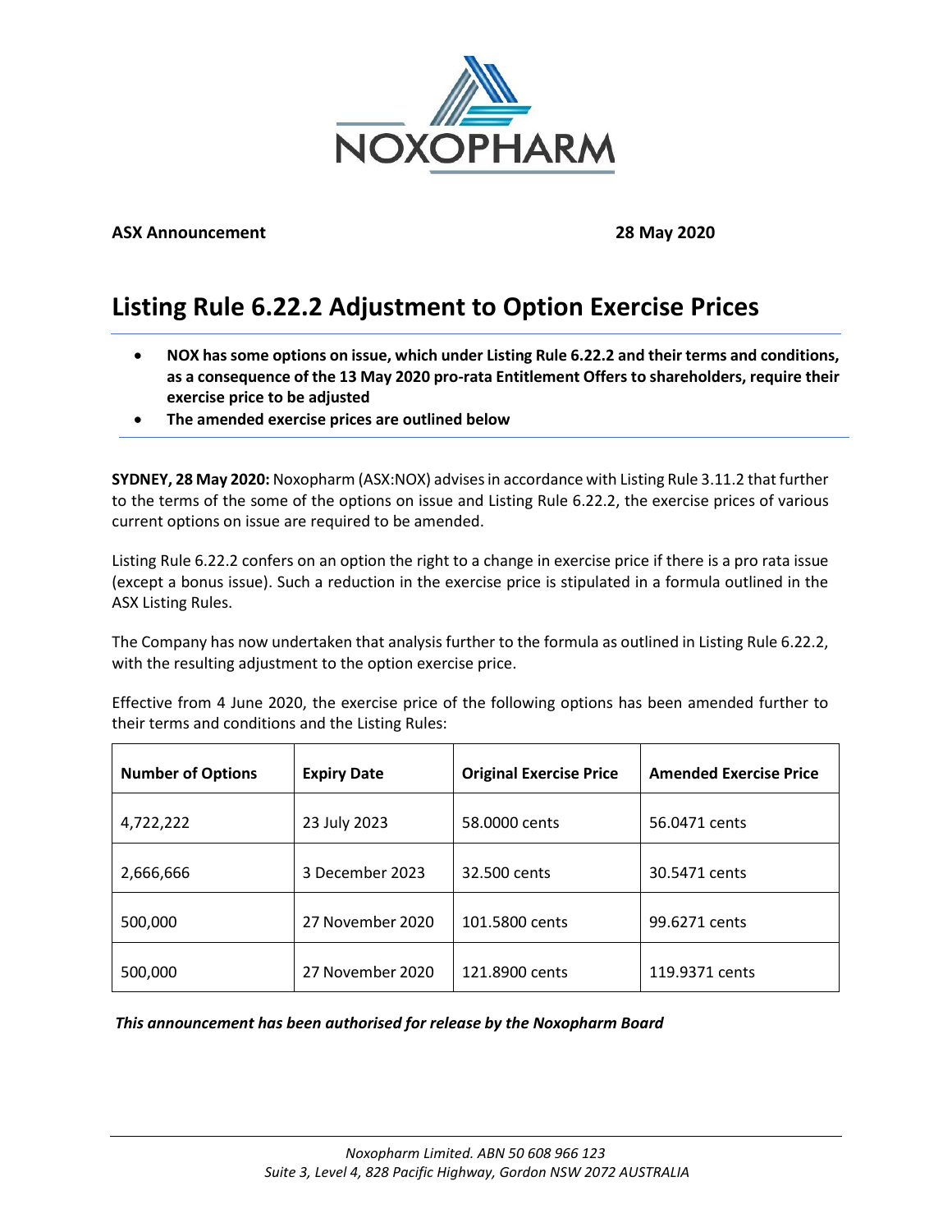NOXOPHARM

**ASX Announcement** **28 May 2020**

# Listing Rule 6.22.2 Adjustment to Option Exercise Prices

- **NOX has some options on issue, which under Listing Rule 6.22.2 and their terms and conditions, as a consequence of the 13 May 2020 pro-rata Entitlement Offers to shareholders, require their exercise price to be adjusted**
- **The amended exercise prices are outlined below**

**SYDNEY, 28 May 2020:** Noxopharm (ASX:NOX) advises in accordance with Listing Rule 3.11.2 that further to the terms of the some of the options on issue and Listing Rule 6.22.2, the exercise prices of various current options on issue are required to be amended.

Listing Rule 6.22.2 confers on an option the right to a change in exercise price if there is a pro rata issue (except a bonus issue). Such a reduction in the exercise price is stipulated in a formula outlined in the ASX Listing Rules.

The Company has now undertaken that analysis further to the formula as outlined in Listing Rule 6.22.2, with the resulting adjustment to the option exercise price.

Effective from 4 June 2020, the exercise price of the following options has been amended further to their terms and conditions and the Listing Rules:

| Number of Options | Expiry Date | Original Exercise Price | Amended Exercise Price |
|---|---|---|---|
| 4,722,222 | 23 July 2023 | 58.0000 cents | 56.0471 cents |
| 2,666,666 | 3 December 2023 | 32.500 cents | 30.5471 cents |
| 500,000 | 27 November 2020 | 101.5800 cents | 99.6271 cents |
| 500,000 | 27 November 2020 | 121.8900 cents | 119.9371 cents |

***This announcement has been authorised for release by the Noxopharm Board***

*Noxopharm Limited. ABN 50 608 966 123*
*Suite 3, Level 4, 828 Pacific Highway, Gordon NSW 2072 AUSTRALIA*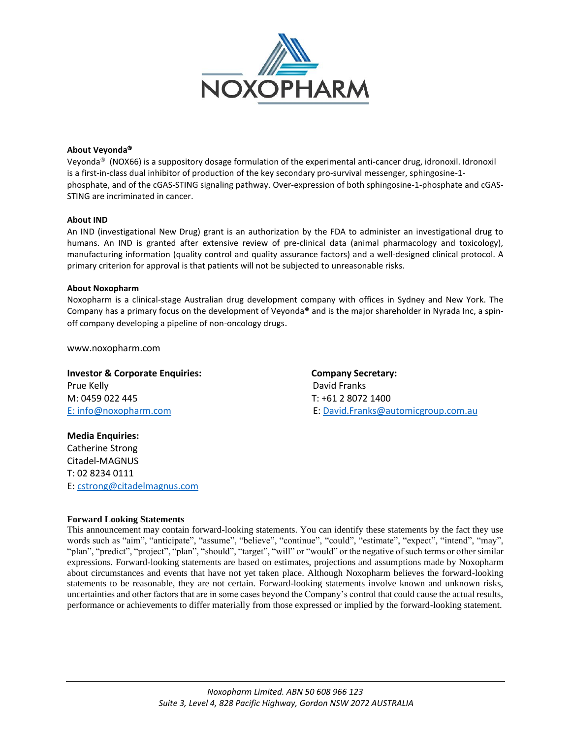**About Veyonda®**

Veyonda® (NOX66) is a suppository dosage formulation of the experimental anti-cancer drug, idronoxil. Idronoxil is a first-in-class dual inhibitor of production of the key secondary pro-survival messenger, sphingosine-1-phosphate, and of the cGAS-STING signaling pathway. Over-expression of both sphingosine-1-phosphate and cGAS-STING are incriminated in cancer.

**About IND**

An IND (investigational New Drug) grant is an authorization by the FDA to administer an investigational drug to humans. An IND is granted after extensive review of pre-clinical data (animal pharmacology and toxicology), manufacturing information (quality control and quality assurance factors) and a well-designed clinical protocol. A primary criterion for approval is that patients will not be subjected to unreasonable risks.

**About Noxopharm**

Noxopharm is a clinical-stage Australian drug development company with offices in Sydney and New York. The Company has a primary focus on the development of Veyonda® and is the major shareholder in Nyrada Inc, a spin-off company developing a pipeline of non-oncology drugs.

www.noxopharm.com

**Investor & Corporate Enquiries:**
Prue Kelly
M: 0459 022 445
E: info@noxopharm.com

**Company Secretary:**
David Franks
T: +61 2 8072 1400
E: David.Franks@automicgroup.com.au

**Media Enquiries:**
Catherine Strong
Citadel-MAGNUS
T: 02 8234 0111
E: cstrong@citadelmagnus.com

**Forward Looking Statements**

This announcement may contain forward-looking statements. You can identify these statements by the fact they use words such as “aim”, “anticipate”, “assume”, “believe”, “continue”, “could”, “estimate”, “expect”, “intend”, “may”, “plan”, “predict”, “project”, “plan”, “should”, “target”, “will” or “would” or the negative of such terms or other similar expressions. Forward-looking statements are based on estimates, projections and assumptions made by Noxopharm about circumstances and events that have not yet taken place. Although Noxopharm believes the forward-looking statements to be reasonable, they are not certain. Forward-looking statements involve known and unknown risks, uncertainties and other factors that are in some cases beyond the Company’s control that could cause the actual results, performance or achievements to differ materially from those expressed or implied by the forward-looking statement.